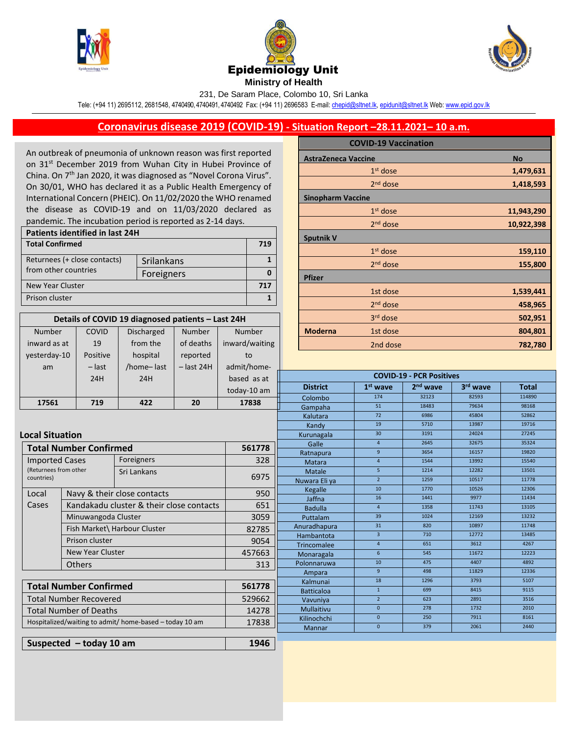# Epidemiology Unit

**Ministry of Health**

231, De Saram Place, Colombo 10, Sri Lanka

Tele: (+94 11) 2695112, 2681548, 4740490, 4740491, 4740492 Fax: (+94 11) 2696583 E-mail: chepid@sltnet.lk, epidunit@sltnet.lk Web: www.epid.gov.lk

## Coronavirus disease 2019 (COVID-19) - Situation Report –28.11.2021– 10 a.m.

An outbreak of pneumonia of unknown reason was first reported on 31st December 2019 from Wuhan City in Hubei Province of China. On 7th Jan 2020, it was diagnosed as "Novel Corona Virus". On 30/01, WHO has declared it as a Public Health Emergency of International Concern (PHEIC). On 11/02/2020 the WHO renamed the disease as COVID-19 and on 11/03/2020 declared as pandemic. The incubation period is reported as 2-14 days.

| Patients identified in last 24H | | |
|---|---|---|
| **Total Confirmed** | | **719** |
| Returnees (+ close contacts) from other countries | Srilankans | 1 |
| | Foreigners | 0 |
| New Year Cluster | | 717 |
| Prison cluster | | 1 |

| Details of COVID 19 diagnosed patients – Last 24H | | | | |
|---|---|---|---|---|
| Number inward as at yesterday-10 am | COVID 19 Positive – last 24H | Discharged from the hospital /home– last 24H | Number of deaths reported – last 24H | Number inward/waiting to admit/home-based as at today-10 am |
| **17561** | **719** | **422** | **20** | **17838** |

### Local Situation

| **Total Number Confirmed** | | **561778** |
|---|---|---|
| Imported Cases (Returnees from other countries) | Foreigners | 328 |
| | Sri Lankans | 6975 |
| Local Cases | Navy & their close contacts | 950 |
| | Kandakadu cluster & their close contacts | 651 |
| | Minuwangoda Cluster | 3059 |
| | Fish Market\ Harbour Cluster | 82785 |
| | Prison cluster | 9054 |
| | New Year Cluster | 457663 |
| | Others | 313 |

| **Total Number Confirmed** | **561778** |
|---|---|
| Total Number Recovered | 529662 |
| Total Number of Deaths | 14278 |
| Hospitalized/waiting to admit/ home-based – today 10 am | 17838 |

| **Suspected – today 10 am** | **1946** |
|---|---|

| COVID-19 Vaccination | | |
|---|---|---|
| **AstraZeneca Vaccine** | | **No** |
| | 1st dose | **1,479,631** |
| | 2nd dose | **1,418,593** |
| **Sinopharm Vaccine** | | |
| | 1st dose | **11,943,290** |
| | 2nd dose | **10,922,398** |
| **Sputnik V** | | |
| | 1st dose | **159,110** |
| | 2nd dose | **155,800** |
| **Pfizer** | | |
| | 1st dose | **1,539,441** |
| | 2nd dose | **458,965** |
| | 3rd dose | **502,951** |
| **Moderna** | 1st dose | **804,801** |
| | 2nd dose | **782,780** |

| COVID-19 - PCR Positives | | | | |
|---|---|---|---|---|
| **District** | **1st wave** | **2nd wave** | **3rd wave** | **Total** |
| Colombo | 174 | 32123 | 82593 | 114890 |
| Gampaha | 51 | 18483 | 79634 | 98168 |
| Kalutara | 72 | 6986 | 45804 | 52862 |
| Kandy | 19 | 5710 | 13987 | 19716 |
| Kurunagala | 30 | 3191 | 24024 | 27245 |
| Galle | 4 | 2645 | 32675 | 35324 |
| Ratnapura | 9 | 3654 | 16157 | 19820 |
| Matara | 4 | 1544 | 13992 | 15540 |
| Matale | 5 | 1214 | 12282 | 13501 |
| Nuwara Eli ya | 2 | 1259 | 10517 | 11778 |
| Kegalle | 10 | 1770 | 10526 | 12306 |
| Jaffna | 16 | 1441 | 9977 | 11434 |
| Badulla | 4 | 1358 | 11743 | 13105 |
| Puttalam | 39 | 1024 | 12169 | 13232 |
| Anuradhapura | 31 | 820 | 10897 | 11748 |
| Hambantota | 3 | 710 | 12772 | 13485 |
| Trincomalee | 4 | 651 | 3612 | 4267 |
| Monaragala | 6 | 545 | 11672 | 12223 |
| Polonnaruwa | 10 | 475 | 4407 | 4892 |
| Ampara | 9 | 498 | 11829 | 12336 |
| Kalmunai | 18 | 1296 | 3793 | 5107 |
| Batticaloa | 1 | 699 | 8415 | 9115 |
| Vavuniya | 2 | 623 | 2891 | 3516 |
| Mullaitivu | 0 | 278 | 1732 | 2010 |
| Kilinochchi | 0 | 250 | 7911 | 8161 |
| Mannar | 0 | 379 | 2061 | 2440 |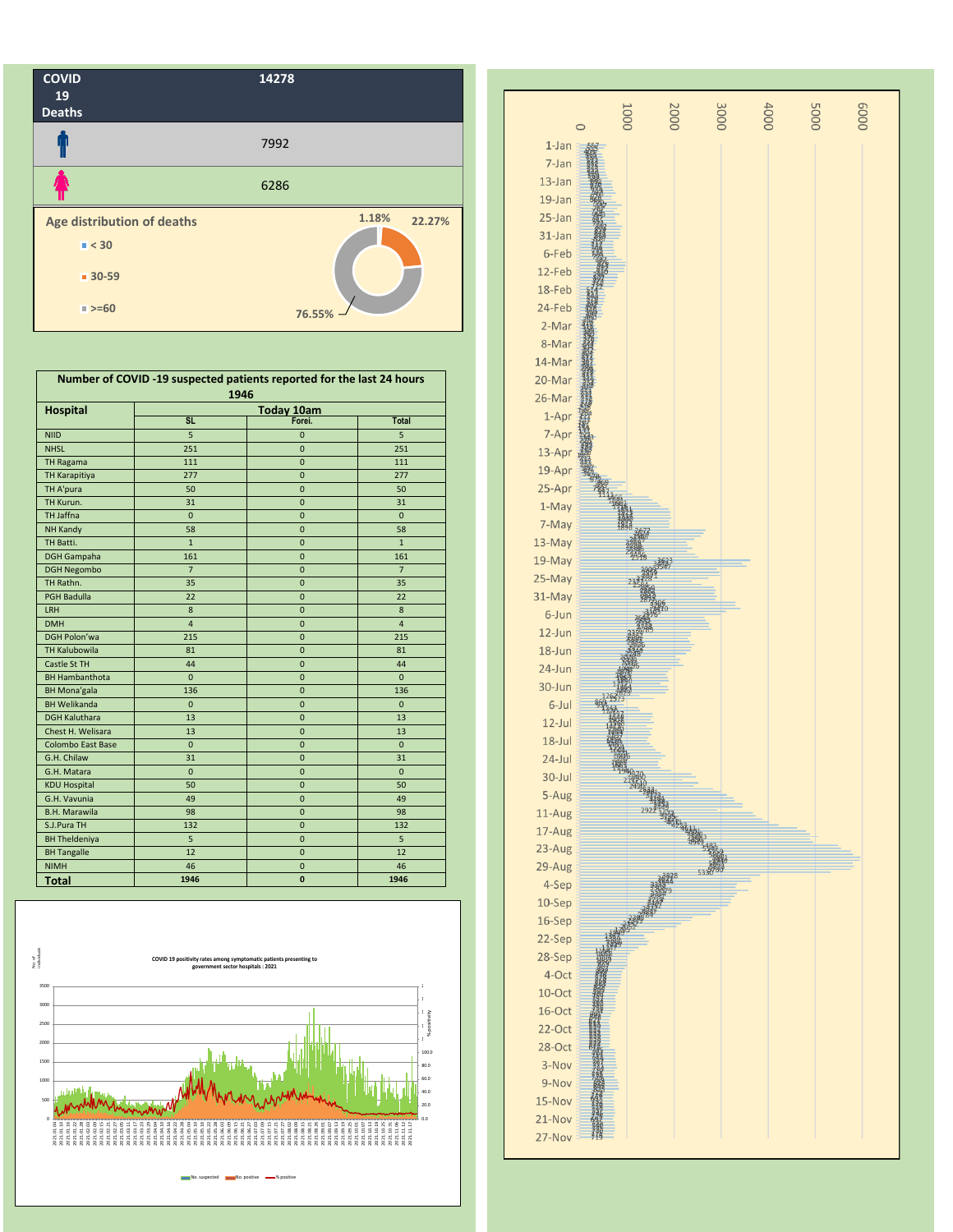| COVID 19 Deaths | 14278 |
|---|---|
| (Male) | 7992 |
| (Female) | 6286 |

**Age distribution of deaths**

- < 30
- 30-59
- >=60

1.18%
22.27%
76.55%

| Number of COVID -19 suspected patients reported for the last 24 hours 1946 | | | |
|---|---|---|---|
| Hospital | Today 10am | | |
| | SL | Forei. | Total |
| NIID | 5 | 0 | 5 |
| NHSL | 251 | 0 | 251 |
| TH Ragama | 111 | 0 | 111 |
| TH Karapitiya | 277 | 0 | 277 |
| TH A'pura | 50 | 0 | 50 |
| TH Kurun. | 31 | 0 | 31 |
| TH Jaffna | 0 | 0 | 0 |
| NH Kandy | 58 | 0 | 58 |
| TH Batti. | 1 | 0 | 1 |
| DGH Gampaha | 161 | 0 | 161 |
| DGH Negombo | 7 | 0 | 7 |
| TH Rathn. | 35 | 0 | 35 |
| PGH Badulla | 22 | 0 | 22 |
| LRH | 8 | 0 | 8 |
| DMH | 4 | 0 | 4 |
| DGH Polon'wa | 215 | 0 | 215 |
| TH Kalubowila | 81 | 0 | 81 |
| Castle St TH | 44 | 0 | 44 |
| BH Hambanthota | 0 | 0 | 0 |
| BH Mona'gala | 136 | 0 | 136 |
| BH Welikanda | 0 | 0 | 0 |
| DGH Kaluthara | 13 | 0 | 13 |
| Chest H. Welisara | 13 | 0 | 13 |
| Colombo East Base | 0 | 0 | 0 |
| G.H. Chilaw | 31 | 0 | 31 |
| G.H. Matara | 0 | 0 | 0 |
| KDU Hospital | 50 | 0 | 50 |
| G.H. Vavunia | 49 | 0 | 49 |
| B.H. Marawila | 98 | 0 | 98 |
| S.J.Pura TH | 132 | 0 | 132 |
| BH Theldeniya | 5 | 0 | 5 |
| BH Tangalle | 12 | 0 | 12 |
| NIMH | 46 | 0 | 46 |
| **Total** | **1946** | **0** | **1946** |

COVID 19 positivity rates among symptomatic patients presenting to government sector hospitals : 2021

No. of individuals

% positivity

No. suspected
No. positive
% positive